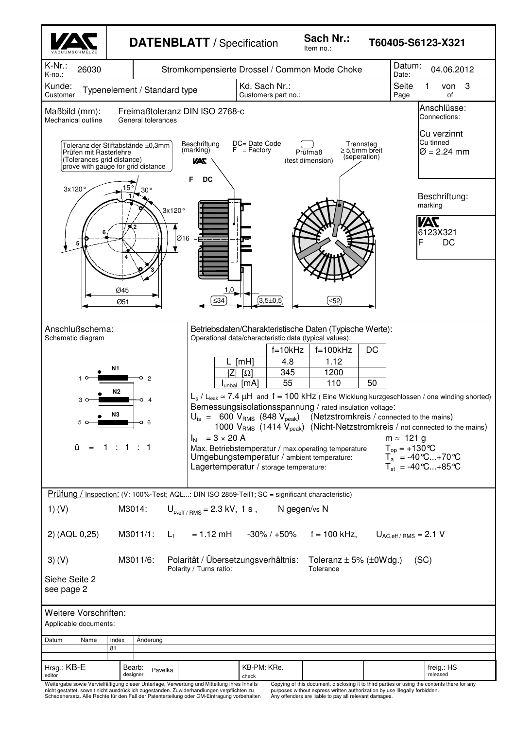# DATENBLATT / Specification

**Sach Nr.:** / Item no.: **T60405-S6123-X321**

| | | | |
|---|---|---|---|
| K-Nr.: / K-no.: 26030 | Stromkompensierte Drossel / Common Mode Choke | | Datum: / Date: 04.06.2012 |
| Kunde: / Customer: Typenelement / Standard type | Kd. Sach Nr.: / Customers part no.: | | |

**Maßbild (mm):** / Mechanical outline — Freimaßtoleranz DIN ISO 2768-c / General tolerances

Toleranz der Stiftabstände ±0,3mm Prüfen mit Rasterlehre (Tolerances grid distance) prove with gauge for grid distance

Beschriftung (marking) — DC= Date Code, F = Factory

Prüfmaß (test dimension)

Trennsteg ≥ 5,5mm breit (seperation)

3x120°, 15°, 30°, 3x120°, Ø16, Ø45, Ø51, 1,0, ≤34, 3,5±0,5, ≤52

**Anschlüsse:** / Connections:
Cu verzinnt / Cu tinned
Ø = 2.24 mm

**Beschriftung:** / marking
VAC
6123X321
F DC

**Anschlußschema:** / Schematic diagram

N1: 1 – 2
N2: 3 – 4
N3: 5 – 6

ü = 1 : 1 : 1

**Betriebsdaten/Charakteristische Daten (Typische Werte):** / Operational data/characteristic data (typical values):

| | f=10kHz | f=100kHz | DC |
|---|---|---|---|
| L [mH] | 4.8 | 1.12 | |
| \|Z\| [Ω] | 345 | 1200 | |
| $I_{unbal.}$ [mA] | 55 | 110 | 50 |

$L_s$ / $L_{leak}$ ≈ 7.4 µH and f = 100 kHz ( Eine Wicklung kurzgeschlossen / one winding shorted)

Bemessungsisolationsspannung / rated insulation voltage:

$U_{is}$ = 600 $V_{RMS}$ (848 $V_{peak}$) (Netzstromkreis / connected to the mains)
1000 $V_{RMS}$ (1414 $V_{peak}$) (Nicht-Netzstromkreis / not connected to the mains)

$I_N$ = 3 × 20 A — m ≈ 121 g

Max. Betriebstemperatur / max.operating temperature: $T_{op}$ = +130°C
Umgebungstemperatur / ambient temperature: $T_a$ = -40°C...+70°C
Lagertemperatur / storage temperature: $T_{st}$ = -40°C...+85°C

**Prüfung** / Inspection: (V: 100%-Test; AQL...: DIN ISO 2859-Teil1; SC = significant characteristic)

1) (V) M3014: $U_{p,eff / RMS}$ = 2.3 kV, 1 s , N gegen/vs N

2) (AQL 0,25) M3011/1: $L_1$ = 1.12 mH -30% / +50% f = 100 kHz, $U_{AC,eff / RMS}$ = 2.1 V

3) (V) M3011/6: Polarität / Übersetzungsverhältnis: / Polarity / Turns ratio: Toleranz ± 5% (±0Wdg.) / Tolerance (SC)

Siehe Seite 2
see page 2

**Weitere Vorschriften:** / Applicable documents:

| Datum | Name | Index | Änderung |
|---|---|---|---|
| | | 81 | |

| Hrsg.: KB-E (editor) | Bearb.: Pavelka (designer) | KB-PM: KRe. (check) | freig.: HS (released) |
|---|---|---|---|

Weitergabe sowie Vervielfältigung dieser Unterlage, Verwertung und Mitteilung ihres Inhalts nicht gestattet, soweit nicht ausdrücklich zugestanden. Zuwiderhandlungen verpflichten zu Schadenersatz. Alle Rechte für den Fall der Patenterteilung oder GM-Eintragung vorbehalten

Copying of this document, disclosing it to third parties or using the contents there for any purposes without express written authorization by use illegally forbidden. Any offenders are liable to pay all relevant damages.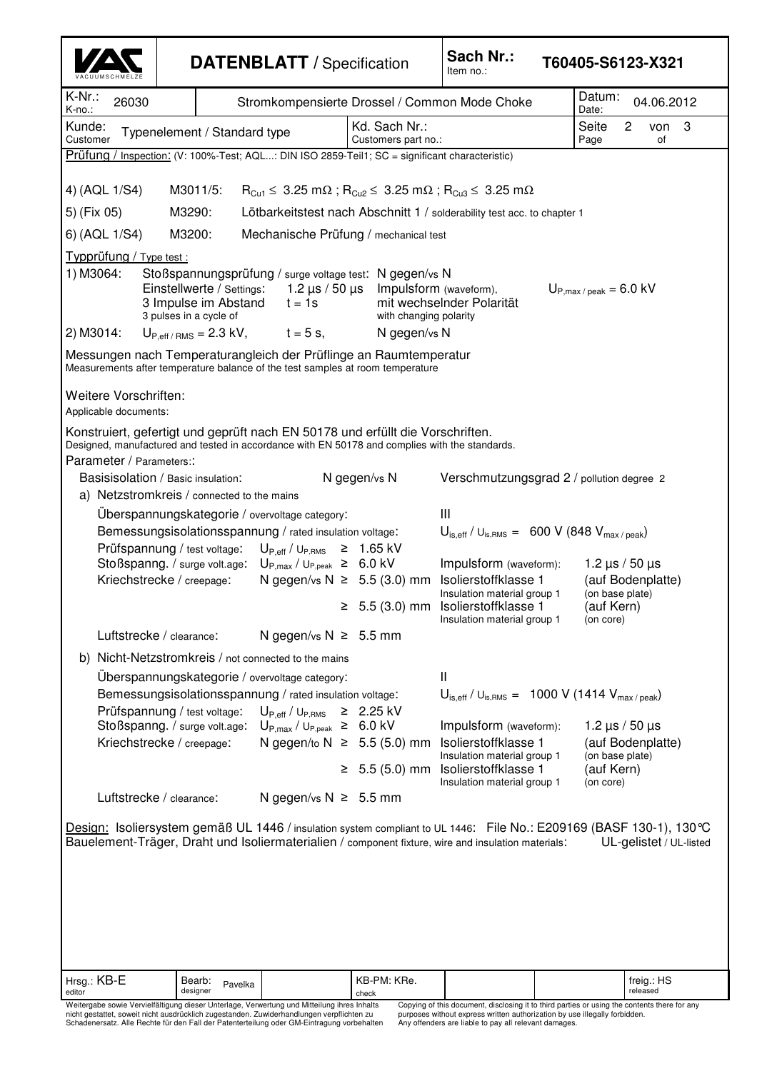| VAC VACUUMSCHMELZE | **DATENBLATT** / Specification | Sach Nr.: Item no.: | **T60405-S6123-X321** |
|---|---|---|---|
| K-Nr.: K-no.: 26030 | Stromkompensierte Drossel / Common Mode Choke | | Datum: Date: 04.06.2012 |
| Kunde: Customer: Typenelement / Standard type | Kd. Sach Nr.: Customers part no.: | | |

Prüfung / Inspection: (V: 100%-Test; AQL...: DIN ISO 2859-Teil1; SC = significant characteristic)

4) (AQL 1/S4) M3011/5: $R_{Cu1} \leq 3.25\ m\Omega$ ; $R_{Cu2} \leq 3.25\ m\Omega$ ; $R_{Cu3} \leq 3.25\ m\Omega$

5) (Fix 05) M3290: Lötbarkeitstest nach Abschnitt 1 / solderability test acc. to chapter 1

6) (AQL 1/S4) M3200: Mechanische Prüfung / mechanical test

Typprüfung / Type test :

1) M3064: Stoßspannungsprüfung / surge voltage test: N gegen/vs N
Einstellwerte / Settings: 1.2 µs / 50 µs Impulsform (waveform), $U_{P,max / peak} = 6.0$ kV
3 Impulse im Abstand / 3 pulses in a cycle of $t = 1s$ mit wechselnder Polarität / with changing polarity

2) M3014: $U_{P,eff / RMS} = 2.3$ kV, $t = 5$ s, N gegen/vs N

Messungen nach Temperaturangleich der Prüflinge an Raumtemperatur
Measurements after temperature balance of the test samples at room temperature

Weitere Vorschriften:
Applicable documents:

Konstruiert, gefertigt und geprüft nach EN 50178 und erfüllt die Vorschriften.
Designed, manufactured and tested in accordance with EN 50178 and complies with the standards.

Parameter / Parameters::

Basisisolation / Basic insulation: N gegen/vs N Verschmutzungsgrad 2 / pollution degree 2

a) Netzstromkreis / connected to the mains

- Überspannungskategorie / overvoltage category: III
- Bemessungsisolationsspannung / rated insulation voltage: $U_{is,eff} / U_{is,RMS}$ = 600 V (848 $V_{max / peak}$)
- Prüfspannung / test voltage: $U_{P,eff} / U_{P,RMS} \geq 1.65$ kV
- Stoßspanng. / surge volt.age: $U_{P,max} / U_{P,peak} \geq 6.0$ kV Impulsform (waveform): 1.2 µs / 50 µs
- Kriechstrecke / creepage: N gegen/vs N ≥ 5.5 (3.0) mm Isolierstoffklasse 1 / Insulation material group 1 (auf Bodenplatte) (on base plate)
- ≥ 5.5 (3.0) mm Isolierstoffklasse 1 / Insulation material group 1 (auf Kern) (on core)
- Luftstrecke / clearance: N gegen/vs N ≥ 5.5 mm

b) Nicht-Netzstromkreis / not connected to the mains

- Überspannungskategorie / overvoltage category: II
- Bemessungsisolationsspannung / rated insulation voltage: $U_{is,eff} / U_{is,RMS}$ = 1000 V (1414 $V_{max / peak}$)
- Prüfspannung / test voltage: $U_{P,eff} / U_{P,RMS} \geq 2.25$ kV
- Stoßspanng. / surge volt.age: $U_{P,max} / U_{P,peak} \geq 6.0$ kV Impulsform (waveform): 1.2 µs / 50 µs
- Kriechstrecke / creepage: N gegen/to N ≥ 5.5 (5.0) mm Isolierstoffklasse 1 / Insulation material group 1 (auf Bodenplatte) (on base plate)
- ≥ 5.5 (5.0) mm Isolierstoffklasse 1 / Insulation material group 1 (auf Kern) (on core)
- Luftstrecke / clearance: N gegen/vs N ≥ 5.5 mm

Design: Isoliersystem gemäß UL 1446 / insulation system compliant to UL 1446: File No.: E209169 (BASF 130-1), 130°C
Bauelement-Träger, Draht und Isoliermaterialien / component fixture, wire and insulation materials: UL-gelistet / UL-listed

| Hrsg.: KB-E editor | Bearb: designer Pavelka | | KB-PM: KRe. check | | | freig.: HS released |
|---|---|---|---|---|---|---|

Weitergabe sowie Vervielfältigung dieser Unterlage, Verwertung und Mitteilung ihres Inhalts nicht gestattet, soweit nicht ausdrücklich zugestanden. Zuwiderhandlungen verpflichten zu Schadenersatz. Alle Rechte für den Fall der Patenterteilung oder GM-Eintragung vorbehalten

Copying of this document, disclosing it to third parties or using the contents there for any purposes without express written authorization by use illegally forbidden. Any offenders are liable to pay all relevant damages.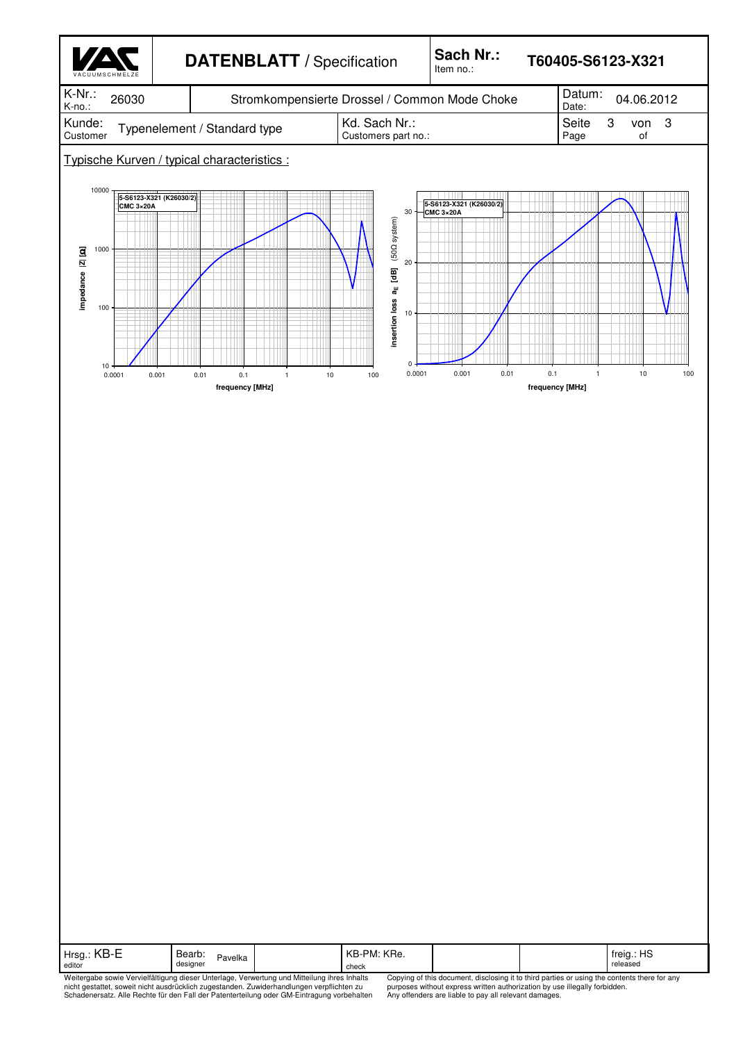| | | | |
|---|---|---|---|
| VACUUMSCHMELZE | **DATENBLATT** / Specification | **Sach Nr.:** Item no.: | **T60405-S6123-X321** |
| K-Nr.: K-no.: 26030 | Stromkompensierte Drossel / Common Mode Choke | | Datum: Date: 04.06.2012 |
| Kunde: Customer Typenelement / Standard type | | Kd. Sach Nr.: Customers part no.: | |

Typische Kurven / typical characteristics :

5-S6123-X321 (K26030/2)
CMC 3×20A

impedance |Z| [Ω]

10000
1000
100
10

0.0001 0.001 0.01 0.1 1 10 100

frequency [MHz]

5-S6123-X321 (K26030/2)
CMC 3×20A

insertion loss $a_E$ [dB] (50Ω system)

30
20
10
0

0.0001 0.001 0.01 0.1 1 10 100

frequency [MHz]

| | | | | |
|---|---|---|---|---|
| Hrsg.: KB-E editor | Bearb: designer Pavelka | KB-PM: KRe. check | | freig.: HS released |

Weitergabe sowie Vervielfältigung dieser Unterlage, Verwertung und Mitteilung ihres Inhalts nicht gestattet, soweit nicht ausdrücklich zugestanden. Zuwiderhandlungen verpflichten zu Schadenersatz. Alle Rechte für den Fall der Patenterteilung oder GM-Eintragung vorbehalten

Copying of this document, disclosing it to third parties or using the contents there for any purposes without express written authorization by use illegally forbidden. Any offenders are liable to pay all relevant damages.